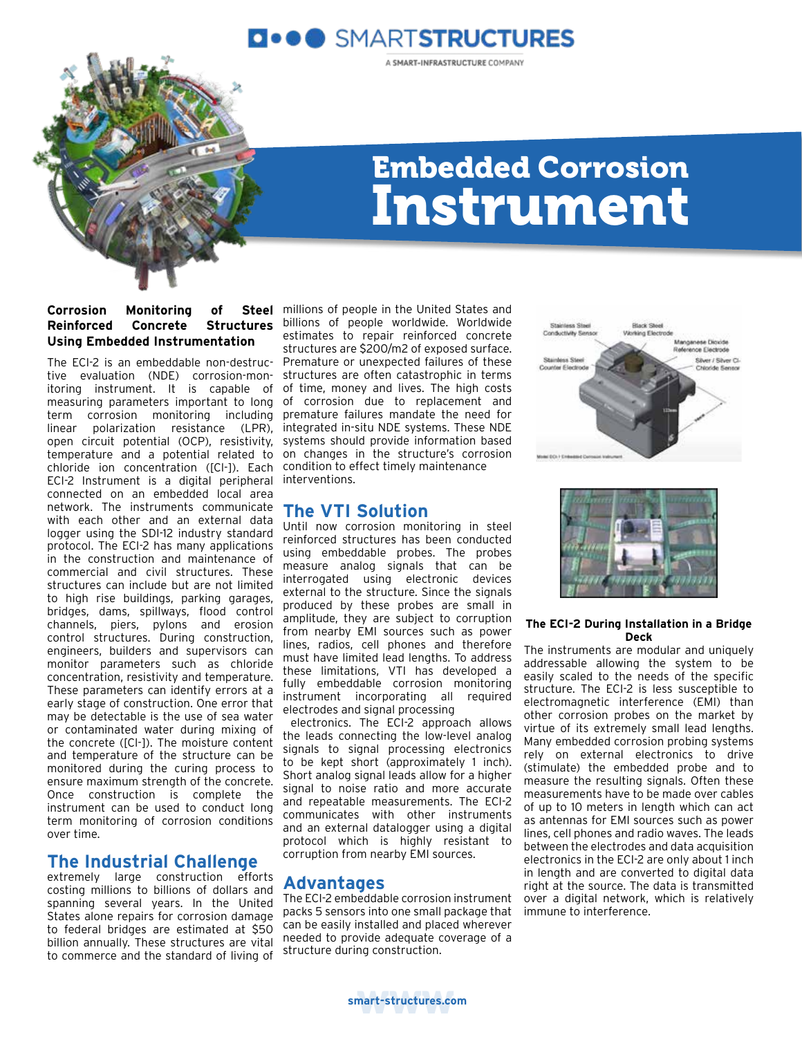# Embedded Corrosion Instrument

**Corrosion Monitoring of Steel Reinforced Concrete Structures Using Embedded Instrumentation**

The ECI-2 is an embeddable non-destructive evaluation (NDE) corrosion-monitoring instrument. It is capable of measuring parameters important to long term corrosion monitoring including linear polarization resistance (LPR), open circuit potential (OCP), resistivity, temperature and a potential related to chloride ion concentration ([Cl-]). Each ECI-2 Instrument is a digital peripheral connected on an embedded local area network. The instruments communicate with each other and an external data logger using the SDI-12 industry standard protocol. The ECI-2 has many applications in the construction and maintenance of commercial and civil structures. These structures can include but are not limited to high rise buildings, parking garages, bridges, dams, spillways, flood control channels, piers, pylons and erosion control structures. During construction, engineers, builders and supervisors can monitor parameters such as chloride concentration, resistivity and temperature. These parameters can identify errors at a early stage of construction. One error that may be detectable is the use of sea water or contaminated water during mixing of the concrete ([Cl-]). The moisture content and temperature of the structure can be monitored during the curing process to ensure maximum strength of the concrete. Once construction is complete the instrument can be used to conduct long term monitoring of corrosion conditions over time.

## The Industrial Challenge

extremely large construction efforts costing millions to billions of dollars and spanning several years. In the United States alone repairs for corrosion damage to federal bridges are estimated at $50 billion annually. These structures are vital to commerce and the standard of living of millions of people in the United States and billions of people worldwide. Worldwide estimates to repair reinforced concrete structures are $200/m2 of exposed surface. Premature or unexpected failures of these structures are often catastrophic in terms of time, money and lives. The high costs of corrosion due to replacement and premature failures mandate the need for integrated in-situ NDE systems. These NDE systems should provide information based on changes in the structure's corrosion condition to effect timely maintenance interventions.

## The VTI Solution

Until now corrosion monitoring in steel reinforced structures has been conducted using embeddable probes. The probes measure analog signals that can be interrogated using electronic devices external to the structure. Since the signals produced by these probes are small in amplitude, they are subject to corruption from nearby EMI sources such as power lines, radios, cell phones and therefore must have limited lead lengths. To address these limitations, VTI has developed a fully embeddable corrosion monitoring instrument incorporating all required electrodes and signal processing electronics. The ECI-2 approach allows the leads connecting the low-level analog signals to signal processing electronics to be kept short (approximately 1 inch). Short analog signal leads allow for a higher signal to noise ratio and more accurate and repeatable measurements. The ECI-2 communicates with other instruments and an external datalogger using a digital protocol which is highly resistant to corruption from nearby EMI sources.

## Advantages

The ECI-2 embeddable corrosion instrument packs 5 sensors into one small package that can be easily installed and placed wherever needed to provide adequate coverage of a structure during construction.

Stainless Steel Conductivity Sensor
Black Steel Working Electrode
Manganese Dioxide Reference Electrode
Stainless Steel Counter Electrode
Silver / Silver Cl- Chloride Sensor

Model ECI-1 Embedded Corrosion Instrument

**The ECI-2 During Installation in a Bridge Deck**

The instruments are modular and uniquely addressable allowing the system to be easily scaled to the needs of the specific structure. The ECI-2 is less susceptible to electromagnetic interference (EMI) than other corrosion probes on the market by virtue of its extremely small lead lengths. Many embedded corrosion probing systems rely on external electronics to drive (stimulate) the embedded probe and to measure the resulting signals. Often these measurements have to be made over cables of up to 10 meters in length which can act as antennas for EMI sources such as power lines, cell phones and radio waves. The leads between the electrodes and data acquisition electronics in the ECI-2 are only about 1 inch in length and are converted to digital data right at the source. The data is transmitted over a digital network, which is relatively immune to interference.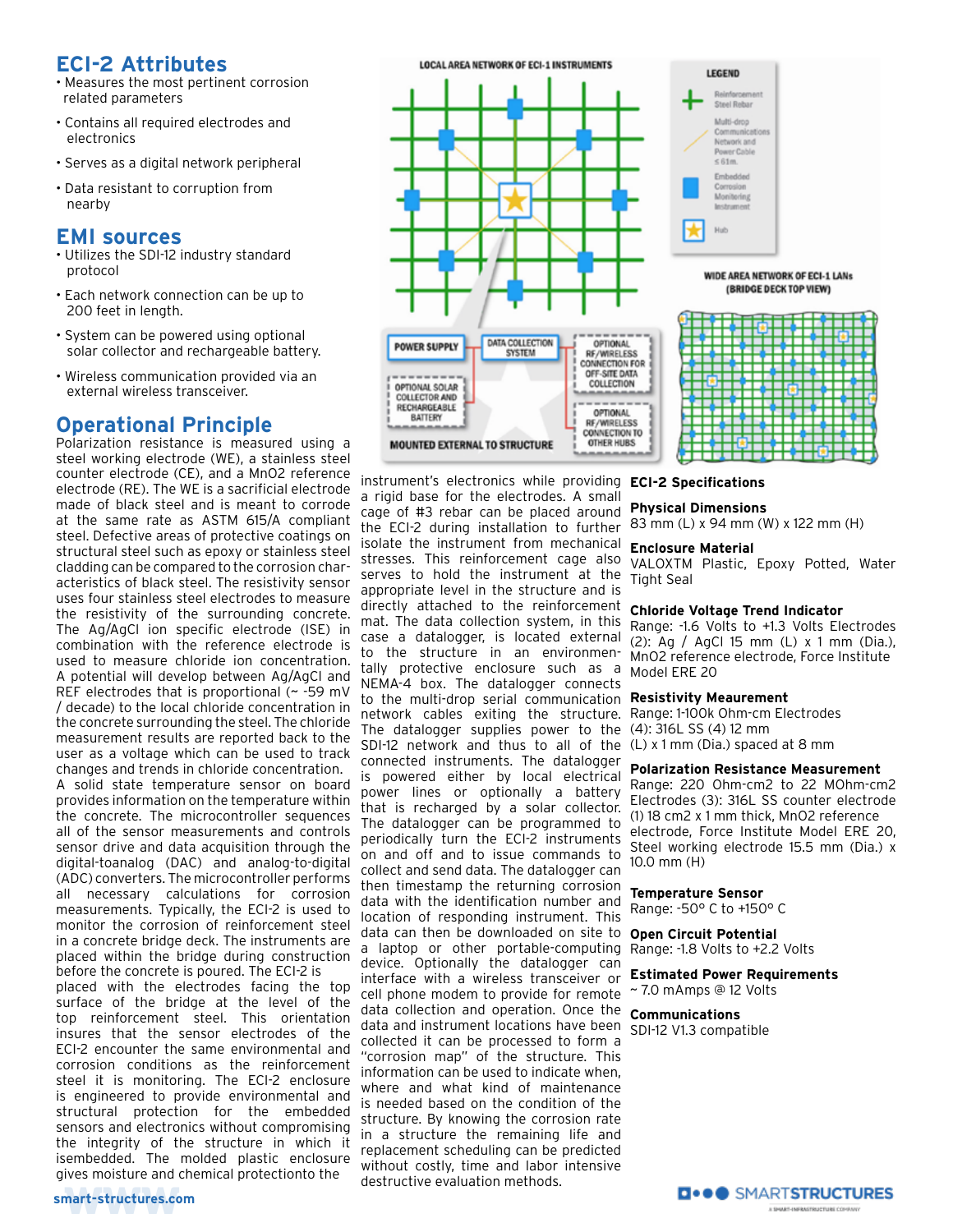## ECI-2 Attributes

- Measures the most pertinent corrosion related parameters
- Contains all required electrodes and electronics
- Serves as a digital network peripheral
- Data resistant to corruption from nearby

## EMI sources

- Utilizes the SDI-12 industry standard protocol
- Each network connection can be up to 200 feet in length.
- System can be powered using optional solar collector and rechargeable battery.
- Wireless communication provided via an external wireless transceiver.

## Operational Principle

Polarization resistance is measured using a steel working electrode (WE), a stainless steel counter electrode (CE), and a MnO2 reference electrode (RE). The WE is a sacrificial electrode made of black steel and is meant to corrode at the same rate as ASTM 615/A compliant steel. Defective areas of protective coatings on structural steel such as epoxy or stainless steel cladding can be compared to the corrosion characteristics of black steel. The resistivity sensor uses four stainless steel electrodes to measure the resistivity of the surrounding concrete. The Ag/AgCl ion specific electrode (ISE) in combination with the reference electrode is used to measure chloride ion concentration. A potential will develop between Ag/AgCl and REF electrodes that is proportional (~ -59 mV / decade) to the local chloride concentration in the concrete surrounding the steel. The chloride measurement results are reported back to the user as a voltage which can be used to track changes and trends in chloride concentration.

A solid state temperature sensor on board provides information on the temperature within the concrete. The microcontroller sequences all of the sensor measurements and controls sensor drive and data acquisition through the digital-toanalog (DAC) and analog-to-digital (ADC) converters. The microcontroller performs all necessary calculations for corrosion measurements. Typically, the ECI-2 is used to monitor the corrosion of reinforcement steel in a concrete bridge deck. The instruments are placed within the bridge during construction before the concrete is poured. The ECI-2 is placed with the electrodes facing the top surface of the bridge at the level of the top reinforcement steel. This orientation insures that the sensor electrodes of the ECI-2 encounter the same environmental and corrosion conditions as the reinforcement steel it is monitoring. The ECI-2 enclosure is engineered to provide environmental and structural protection for the embedded sensors and electronics without compromising the integrity of the structure in which it isembedded. The molded plastic enclosure gives moisture and chemical protectionto the instrument's electronics while providing a rigid base for the electrodes. A small cage of #3 rebar can be placed around the ECI-2 during installation to further isolate the instrument from mechanical stresses. This reinforcement cage also serves to hold the instrument at the appropriate level in the structure and is directly attached to the reinforcement mat. The data collection system, in this case a datalogger, is located external to the structure in an environmentally protective enclosure such as a NEMA-4 box. The datalogger connects to the multi-drop serial communication network cables exiting the structure. The datalogger supplies power to the SDI-12 network and thus to all of the connected instruments. The datalogger is powered either by local electrical power lines or optionally a battery that is recharged by a solar collector. The datalogger can be programmed to periodically turn the ECI-2 instruments on and off and to issue commands to collect and send data. The datalogger can then timestamp the returning corrosion data with the identification number and location of responding instrument. This data can then be downloaded on site to a laptop or other portable-computing device. Optionally the datalogger can interface with a wireless transceiver or cell phone modem to provide for remote data collection and operation. Once the data and instrument locations have been collected it can be processed to form a "corrosion map" of the structure. This information can be used to indicate when, where and what kind of maintenance is needed based on the condition of the structure. By knowing the corrosion rate in a structure the remaining life and replacement scheduling can be predicted without costly, time and labor intensive destructive evaluation methods.

## ECI-2 Specifications

**Physical Dimensions**
83 mm (L) x 94 mm (W) x 122 mm (H)

**Enclosure Material**
VALOXTM Plastic, Epoxy Potted, Water Tight Seal

**Chloride Voltage Trend Indicator**
Range: -1.6 Volts to +1.3 Volts Electrodes (2): Ag / AgCl 15 mm (L) x 1 mm (Dia.), MnO2 reference electrode, Force Institute Model ERE 20

**Resistivity Meaurement**
Range: 1-100k Ohm-cm Electrodes (4): 316L SS (4) 12 mm (L) x 1 mm (Dia.) spaced at 8 mm

**Polarization Resistance Measurement**
Range: 220 Ohm-cm2 to 22 MOhm-cm2 Electrodes (3): 316L SS counter electrode (1) 18 cm2 x 1 mm thick, MnO2 reference electrode, Force Institute Model ERE 20, Steel working electrode 15.5 mm (Dia.) x 10.0 mm (H)

**Temperature Sensor**
Range: -50° C to +150° C

**Open Circuit Potential**
Range: -1.8 Volts to +2.2 Volts

**Estimated Power Requirements**
~ 7.0 mAmps @ 12 Volts

**Communications**
SDI-12 V1.3 compatible

smart-structures.com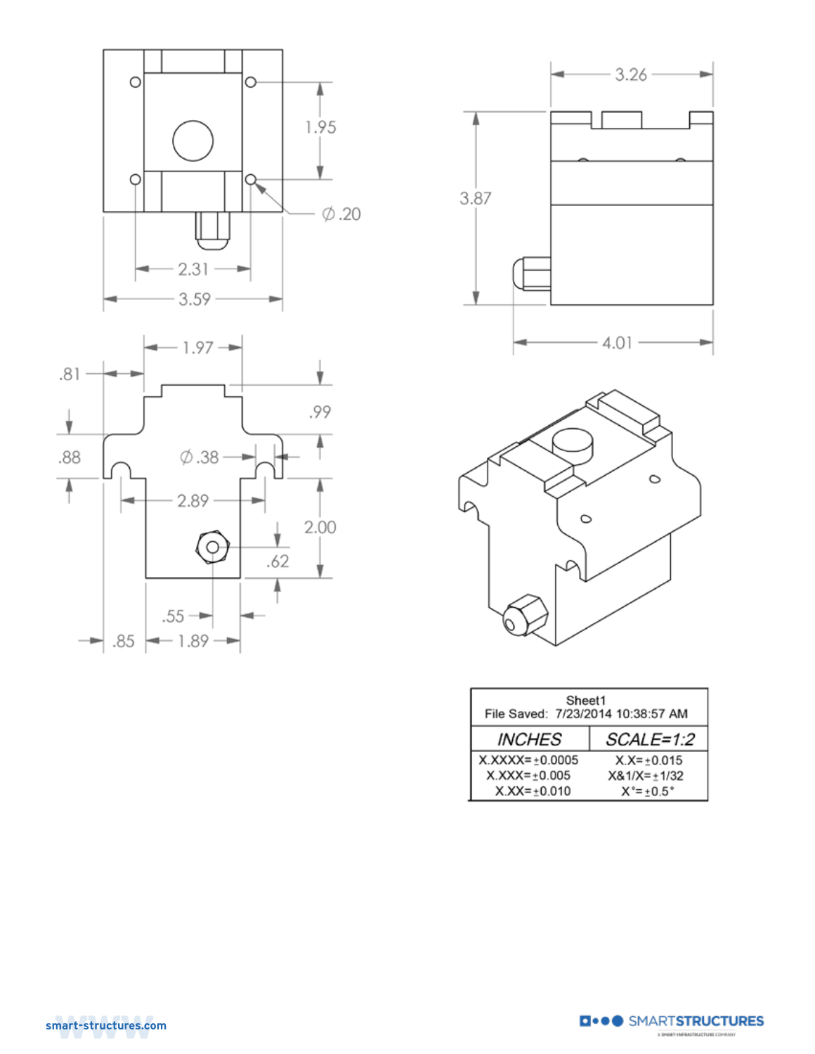1.95

Ø.20

2.31

3.59

3.26

3.87

4.01

1.97

.81

.99

.88

Ø.38

2.89

2.00

.62

.55

.85

1.89

| Sheet1<br>File Saved: 7/23/2014 10:38:57 AM | |
|---|---|
| *INCHES* | *SCALE=1:2* |
| X.XXXX=±0.0005<br>X.XXX=±0.005<br>X.XX=±0.010 | X.X=±0.015<br>X&1/X=±1/32<br>X°=±0.5° |

smart-structures.com

SMARTSTRUCTURES